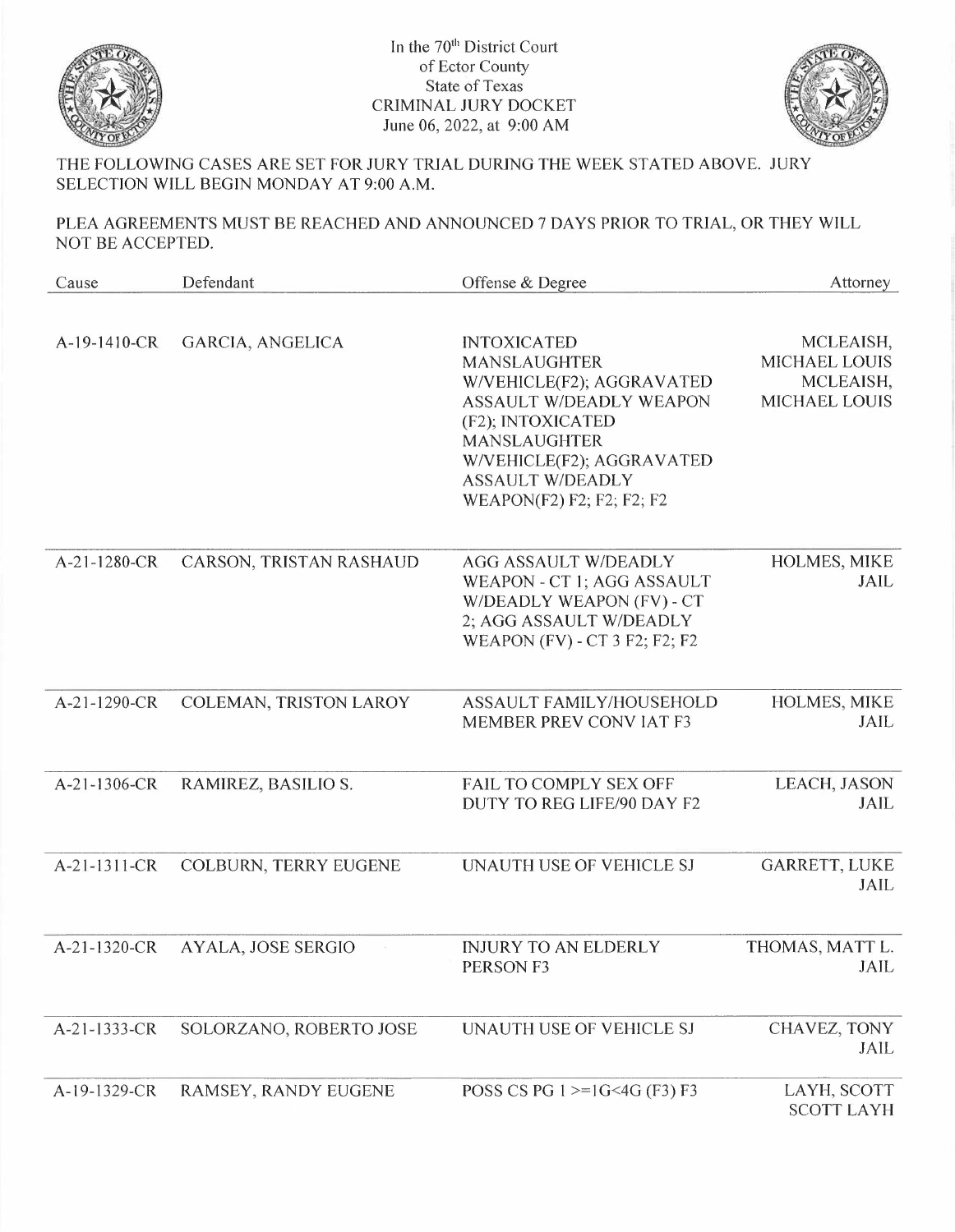In the 70th District Court
of Ector County
State of Texas
CRIMINAL JURY DOCKET
June 06, 2022, at 9:00 AM

THE FOLLOWING CASES ARE SET FOR JURY TRIAL DURING THE WEEK STATED ABOVE. JURY SELECTION WILL BEGIN MONDAY AT 9:00 A.M.

PLEA AGREEMENTS MUST BE REACHED AND ANNOUNCED 7 DAYS PRIOR TO TRIAL, OR THEY WILL NOT BE ACCEPTED.

| Cause | Defendant | Offense & Degree | Attorney |
| --- | --- | --- | --- |
| A-19-1410-CR | GARCIA, ANGELICA | INTOXICATED MANSLAUGHTER W/VEHICLE(F2); AGGRAVATED ASSAULT W/DEADLY WEAPON (F2); INTOXICATED MANSLAUGHTER W/VEHICLE(F2); AGGRAVATED ASSAULT W/DEADLY WEAPON(F2) F2; F2; F2; F2 | MCLEAISH, MICHAEL LOUIS MCLEAISH, MICHAEL LOUIS |
| A-21-1280-CR | CARSON, TRISTAN RASHAUD | AGG ASSAULT W/DEADLY WEAPON - CT 1; AGG ASSAULT W/DEADLY WEAPON (FV) - CT 2; AGG ASSAULT W/DEADLY WEAPON (FV) - CT 3 F2; F2; F2 | HOLMES, MIKE JAIL |
| A-21-1290-CR | COLEMAN, TRISTON LAROY | ASSAULT FAMILY/HOUSEHOLD MEMBER PREV CONV IAT F3 | HOLMES, MIKE JAIL |
| A-21-1306-CR | RAMIREZ, BASILIO S. | FAIL TO COMPLY SEX OFF DUTY TO REG LIFE/90 DAY F2 | LEACH, JASON JAIL |
| A-21-1311-CR | COLBURN, TERRY EUGENE | UNAUTH USE OF VEHICLE SJ | GARRETT, LUKE JAIL |
| A-21-1320-CR | AYALA, JOSE SERGIO | INJURY TO AN ELDERLY PERSON F3 | THOMAS, MATT L. JAIL |
| A-21-1333-CR | SOLORZANO, ROBERTO JOSE | UNAUTH USE OF VEHICLE SJ | CHAVEZ, TONY JAIL |
| A-19-1329-CR | RAMSEY, RANDY EUGENE | POSS CS PG 1 >=1G<4G (F3) F3 | LAYH, SCOTT SCOTT LAYH |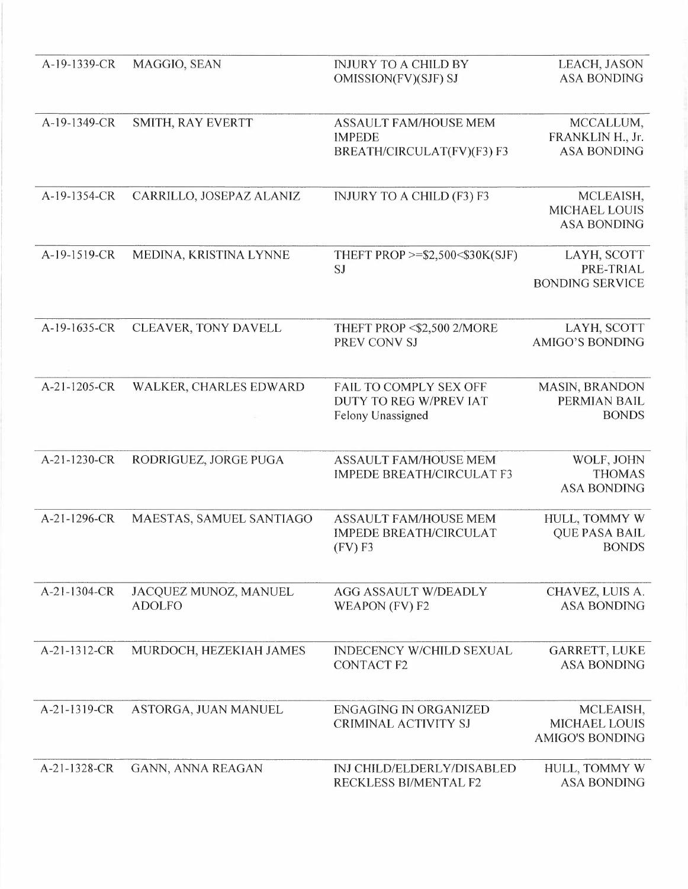| | | | |
|---|---|---|---|
| A-19-1339-CR | MAGGIO, SEAN | INJURY TO A CHILD BY OMISSION(FV)(SJF) SJ | LEACH, JASON ASA BONDING |
| A-19-1349-CR | SMITH, RAY EVERTT | ASSAULT FAM/HOUSE MEM IMPEDE BREATH/CIRCULAT(FV)(F3) F3 | MCCALLUM, FRANKLIN H., Jr. ASA BONDING |
| A-19-1354-CR | CARRILLO, JOSEPAZ ALANIZ | INJURY TO A CHILD (F3) F3 | MCLEAISH, MICHAEL LOUIS ASA BONDING |
| A-19-1519-CR | MEDINA, KRISTINA LYNNE | THEFT PROP >=$2,500<$30K(SJF) SJ | LAYH, SCOTT PRE-TRIAL BONDING SERVICE |
| A-19-1635-CR | CLEAVER, TONY DAVELL | THEFT PROP <$2,500 2/MORE PREV CONV SJ | LAYH, SCOTT AMIGO'S BONDING |
| A-21-1205-CR | WALKER, CHARLES EDWARD | FAIL TO COMPLY SEX OFF DUTY TO REG W/PREV IAT Felony Unassigned | MASIN, BRANDON PERMIAN BAIL BONDS |
| A-21-1230-CR | RODRIGUEZ, JORGE PUGA | ASSAULT FAM/HOUSE MEM IMPEDE BREATH/CIRCULAT F3 | WOLF, JOHN THOMAS ASA BONDING |
| A-21-1296-CR | MAESTAS, SAMUEL SANTIAGO | ASSAULT FAM/HOUSE MEM IMPEDE BREATH/CIRCULAT (FV) F3 | HULL, TOMMY W QUE PASA BAIL BONDS |
| A-21-1304-CR | JACQUEZ MUNOZ, MANUEL ADOLFO | AGG ASSAULT W/DEADLY WEAPON (FV) F2 | CHAVEZ, LUIS A. ASA BONDING |
| A-21-1312-CR | MURDOCH, HEZEKIAH JAMES | INDECENCY W/CHILD SEXUAL CONTACT F2 | GARRETT, LUKE ASA BONDING |
| A-21-1319-CR | ASTORGA, JUAN MANUEL | ENGAGING IN ORGANIZED CRIMINAL ACTIVITY SJ | MCLEAISH, MICHAEL LOUIS AMIGO'S BONDING |
| A-21-1328-CR | GANN, ANNA REAGAN | INJ CHILD/ELDERLY/DISABLED RECKLESS BI/MENTAL F2 | HULL, TOMMY W ASA BONDING |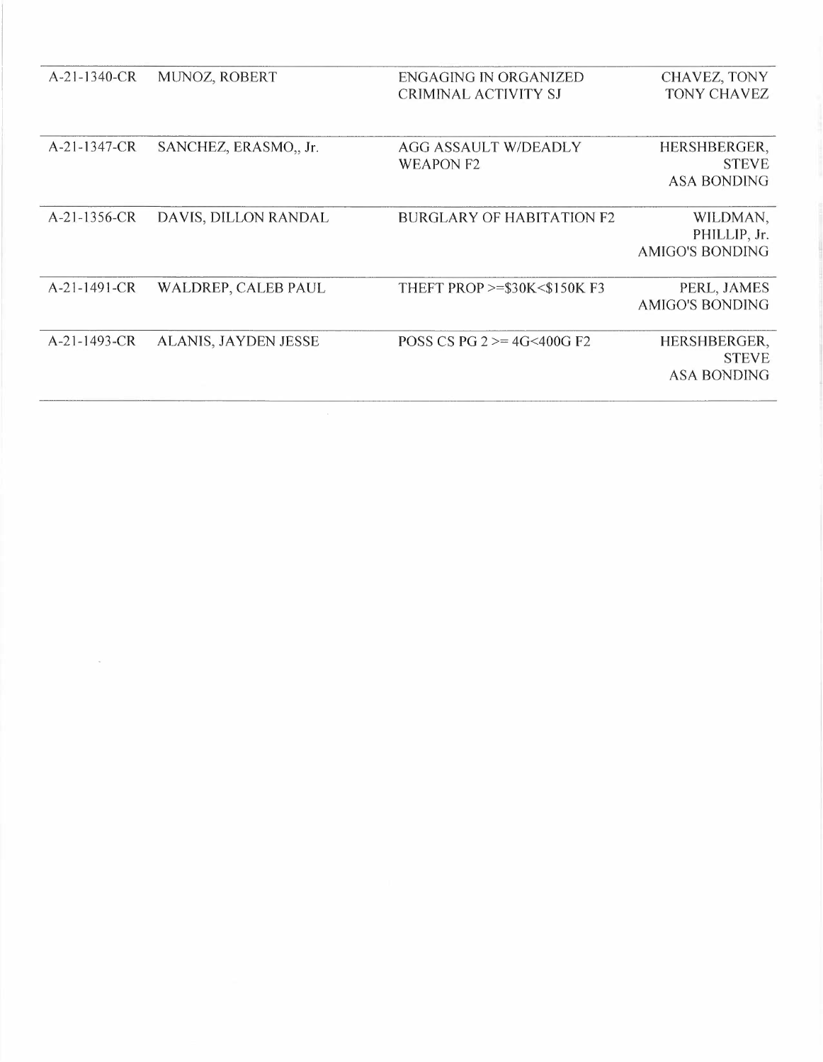| | | | |
|---|---|---|---|
| A-21-1340-CR | MUNOZ, ROBERT | ENGAGING IN ORGANIZED CRIMINAL ACTIVITY SJ | CHAVEZ, TONY TONY CHAVEZ |
| A-21-1347-CR | SANCHEZ, ERASMO,, Jr. | AGG ASSAULT W/DEADLY WEAPON F2 | HERSHBERGER, STEVE ASA BONDING |
| A-21-1356-CR | DAVIS, DILLON RANDAL | BURGLARY OF HABITATION F2 | WILDMAN, PHILLIP, Jr. AMIGO'S BONDING |
| A-21-1491-CR | WALDREP, CALEB PAUL | THEFT PROP >=$30K<$150K F3 | PERL, JAMES AMIGO'S BONDING |
| A-21-1493-CR | ALANIS, JAYDEN JESSE | POSS CS PG 2 >= 4G<400G F2 | HERSHBERGER, STEVE ASA BONDING |